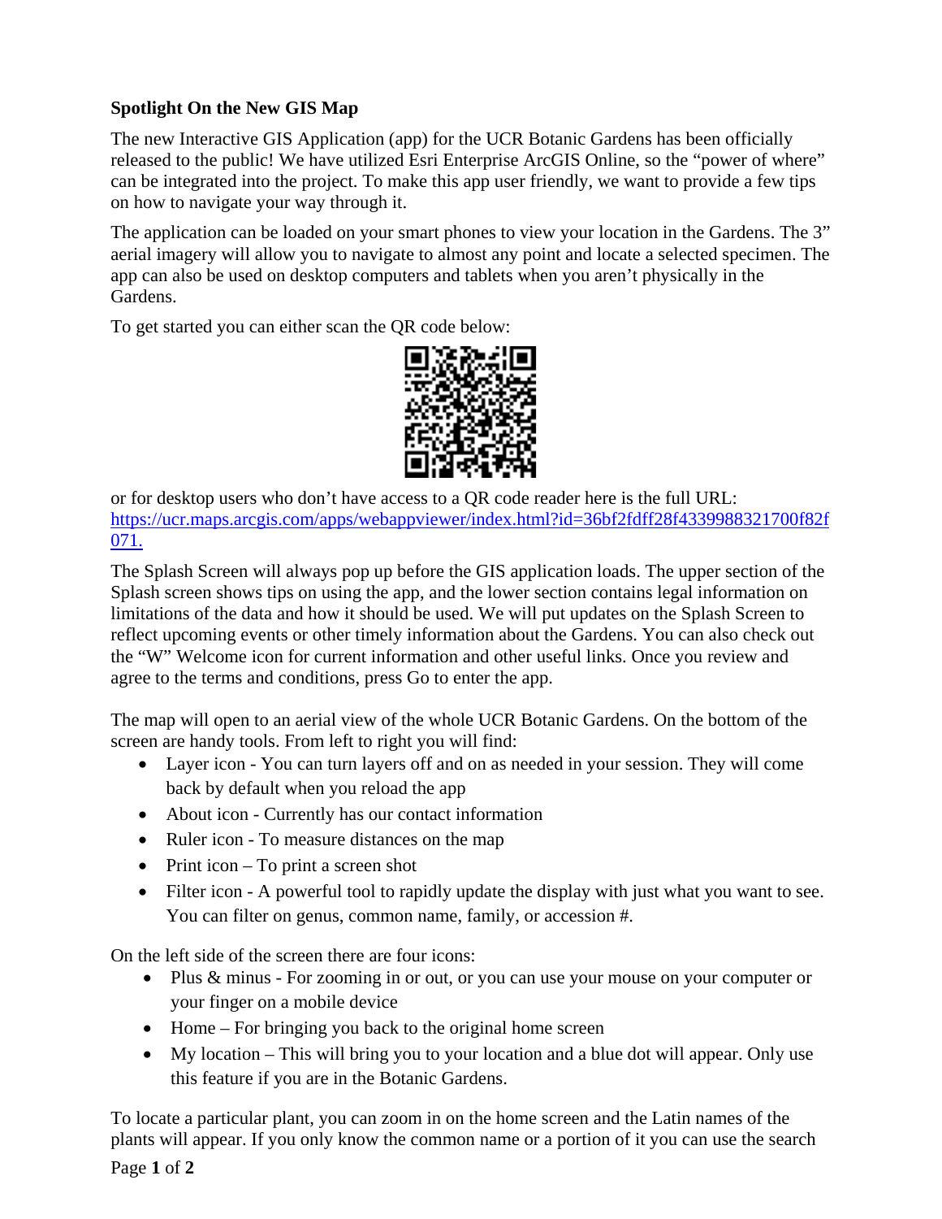**Spotlight On the New GIS Map**

The new Interactive GIS Application (app) for the UCR Botanic Gardens has been officially released to the public! We have utilized Esri Enterprise ArcGIS Online, so the "power of where" can be integrated into the project. To make this app user friendly, we want to provide a few tips on how to navigate your way through it.

The application can be loaded on your smart phones to view your location in the Gardens. The 3" aerial imagery will allow you to navigate to almost any point and locate a selected specimen. The app can also be used on desktop computers and tablets when you aren't physically in the Gardens.

To get started you can either scan the QR code below:

or for desktop users who don't have access to a QR code reader here is the full URL: [https://ucr.maps.arcgis.com/apps/webappviewer/index.html?id=36bf2fdff28f4339988321700f82f071.](https://ucr.maps.arcgis.com/apps/webappviewer/index.html?id=36bf2fdff28f4339988321700f82f071)

The Splash Screen will always pop up before the GIS application loads. The upper section of the Splash screen shows tips on using the app, and the lower section contains legal information on limitations of the data and how it should be used. We will put updates on the Splash Screen to reflect upcoming events or other timely information about the Gardens. You can also check out the "W" Welcome icon for current information and other useful links. Once you review and agree to the terms and conditions, press Go to enter the app.

The map will open to an aerial view of the whole UCR Botanic Gardens. On the bottom of the screen are handy tools. From left to right you will find:

- Layer icon - You can turn layers off and on as needed in your session. They will come back by default when you reload the app
- About icon - Currently has our contact information
- Ruler icon - To measure distances on the map
- Print icon – To print a screen shot
- Filter icon - A powerful tool to rapidly update the display with just what you want to see. You can filter on genus, common name, family, or accession #.

On the left side of the screen there are four icons:

- Plus & minus - For zooming in or out, or you can use your mouse on your computer or your finger on a mobile device
- Home – For bringing you back to the original home screen
- My location – This will bring you to your location and a blue dot will appear. Only use this feature if you are in the Botanic Gardens.

To locate a particular plant, you can zoom in on the home screen and the Latin names of the plants will appear. If you only know the common name or a portion of it you can use the search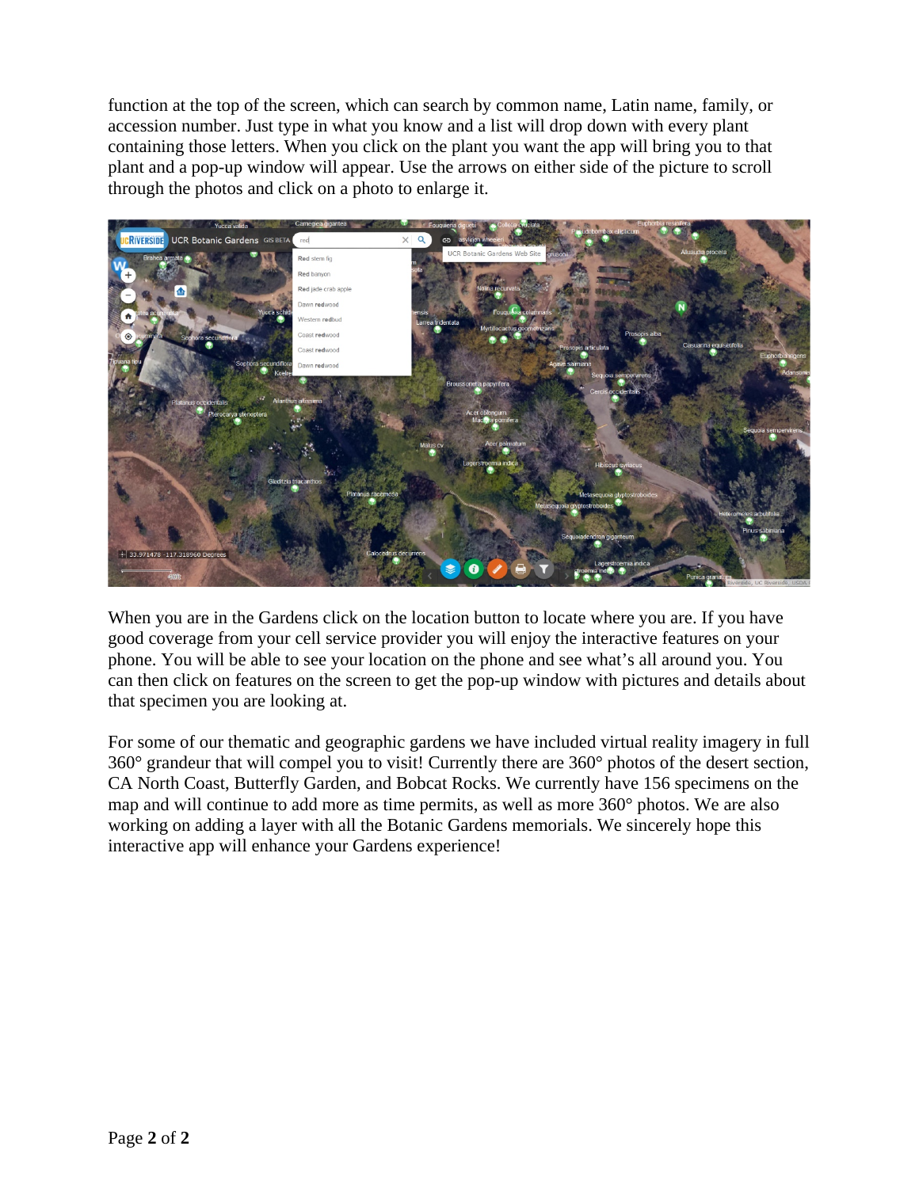function at the top of the screen, which can search by common name, Latin name, family, or accession number. Just type in what you know and a list will drop down with every plant containing those letters. When you click on the plant you want the app will bring you to that plant and a pop-up window will appear. Use the arrows on either side of the picture to scroll through the photos and click on a photo to enlarge it.

When you are in the Gardens click on the location button to locate where you are. If you have good coverage from your cell service provider you will enjoy the interactive features on your phone. You will be able to see your location on the phone and see what's all around you. You can then click on features on the screen to get the pop-up window with pictures and details about that specimen you are looking at.

For some of our thematic and geographic gardens we have included virtual reality imagery in full 360° grandeur that will compel you to visit! Currently there are 360° photos of the desert section, CA North Coast, Butterfly Garden, and Bobcat Rocks. We currently have 156 specimens on the map and will continue to add more as time permits, as well as more 360° photos. We are also working on adding a layer with all the Botanic Gardens memorials. We sincerely hope this interactive app will enhance your Gardens experience!